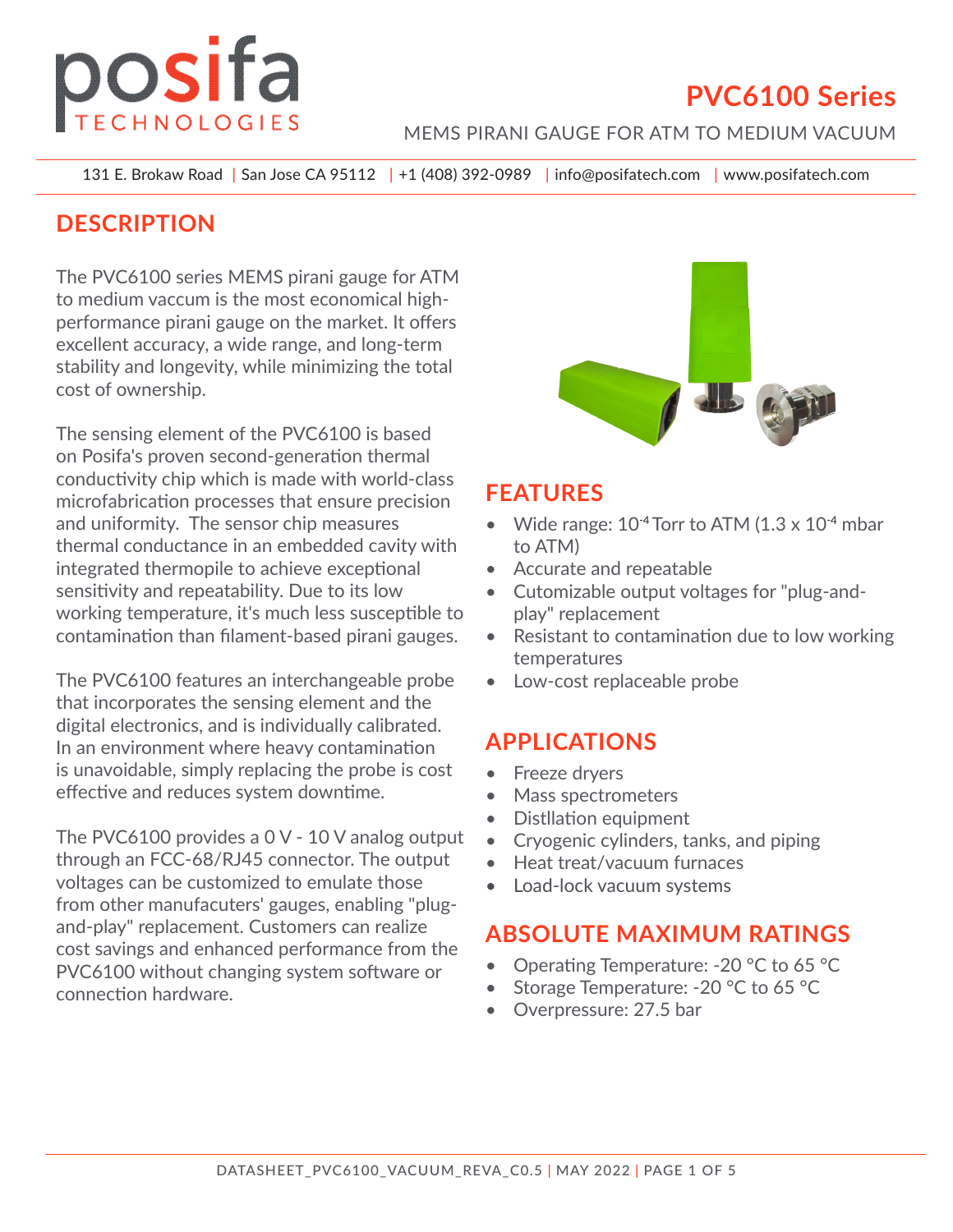# posifa TECHNOLOGIES

## PVC6100 Series

MEMS PIRANI GAUGE FOR ATM TO MEDIUM VACUUM

131 E. Brokaw Road | San Jose CA 95112 | +1 (408) 392-0989 | info@posifatech.com | www.posifatech.com

## DESCRIPTION

The PVC6100 series MEMS pirani gauge for ATM to medium vaccum is the most economical high-performance pirani gauge on the market. It offers excellent accuracy, a wide range, and long-term stability and longevity, while minimizing the total cost of ownership.

The sensing element of the PVC6100 is based on Posifa's proven second-generation thermal conductivity chip which is made with world-class microfabrication processes that ensure precision and uniformity. The sensor chip measures thermal conductance in an embedded cavity with integrated thermopile to achieve exceptional sensitivity and repeatability. Due to its low working temperature, it's much less susceptible to contamination than filament-based pirani gauges.

The PVC6100 features an interchangeable probe that incorporates the sensing element and the digital electronics, and is individually calibrated. In an environment where heavy contamination is unavoidable, simply replacing the probe is cost effective and reduces system downtime.

The PVC6100 provides a 0 V - 10 V analog output through an FCC-68/RJ45 connector. The output voltages can be customized to emulate those from other manufacuters' gauges, enabling "plug-and-play" replacement. Customers can realize cost savings and enhanced performance from the PVC6100 without changing system software or connection hardware.

## FEATURES

- Wide range: $10^{-4}$ Torr to ATM ($1.3 \times 10^{-4}$ mbar to ATM)
- Accurate and repeatable
- Cutomizable output voltages for "plug-and-play" replacement
- Resistant to contamination due to low working temperatures
- Low-cost replaceable probe

## APPLICATIONS

- Freeze dryers
- Mass spectrometers
- Distllation equipment
- Cryogenic cylinders, tanks, and piping
- Heat treat/vacuum furnaces
- Load-lock vacuum systems

## ABSOLUTE MAXIMUM RATINGS

- Operating Temperature: -20 °C to 65 °C
- Storage Temperature: -20 °C to 65 °C
- Overpressure: 27.5 bar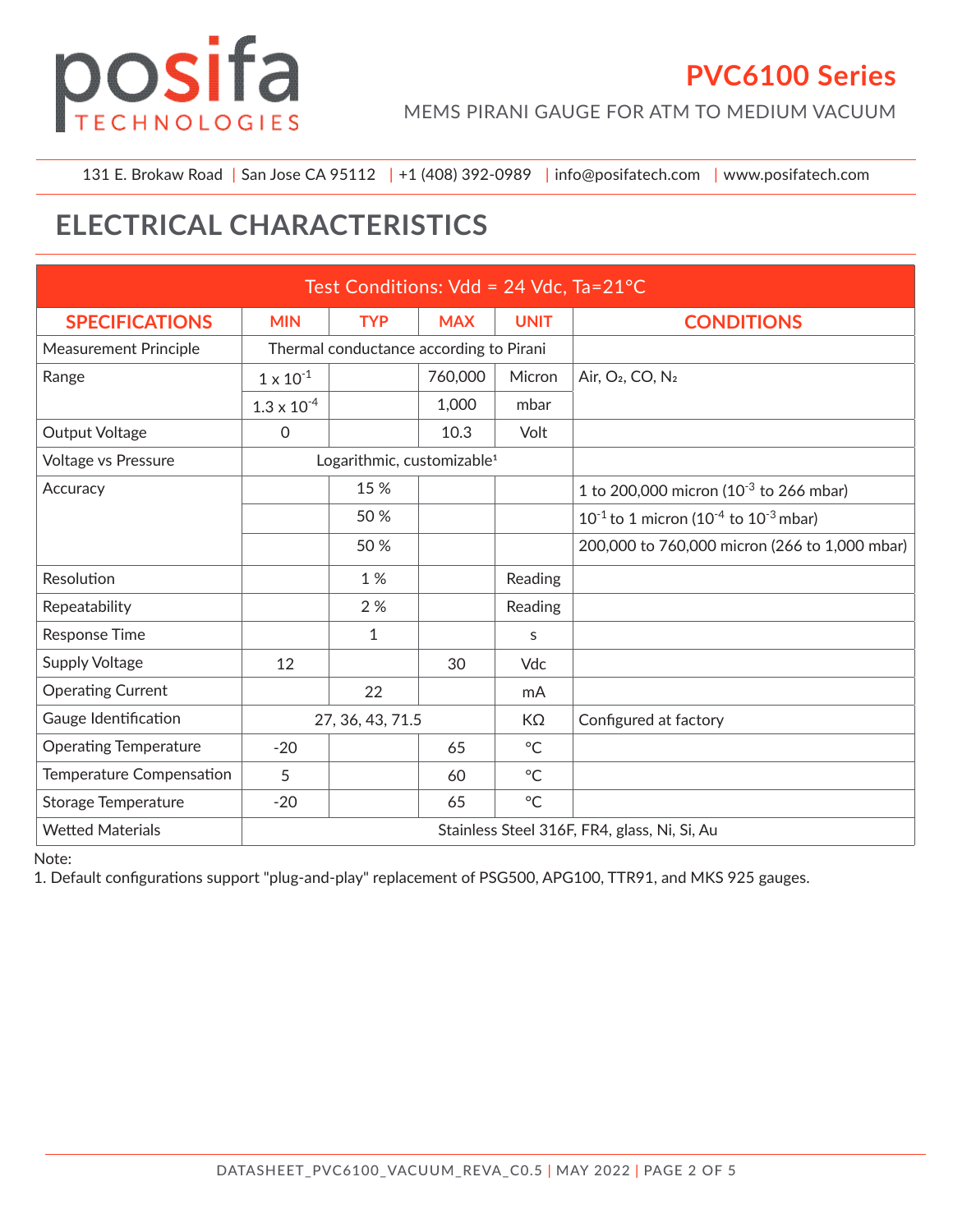# ELECTRICAL CHARACTERISTICS

| Test Conditions: Vdd = 24 Vdc, Ta=21°C | | | | | |
|---|---|---|---|---|---|
| **SPECIFICATIONS** | **MIN** | **TYP** | **MAX** | **UNIT** | **CONDITIONS** |
| Measurement Principle | Thermal conductance according to Pirani | | | | |
| Range | $1 \times 10^{-1}$ | | 760,000 | Micron | Air, $O_2$, CO, $N_2$ |
| | $1.3 \times 10^{-4}$ | | 1,000 | mbar | |
| Output Voltage | 0 | | 10.3 | Volt | |
| Voltage vs Pressure | Logarithmic, customizable[1] | | | | |
| Accuracy | | 15 % | | | 1 to 200,000 micron ($10^{-3}$ to 266 mbar) |
| | | 50 % | | | $10^{-1}$ to 1 micron ($10^{-4}$ to $10^{-3}$ mbar) |
| | | 50 % | | | 200,000 to 760,000 micron (266 to 1,000 mbar) |
| Resolution | | 1 % | | Reading | |
| Repeatability | | 2 % | | Reading | |
| Response Time | | 1 | | s | |
| Supply Voltage | 12 | | 30 | Vdc | |
| Operating Current | | 22 | | mA | |
| Gauge Identification | 27, 36, 43, 71.5 | | | KΩ | Configured at factory |
| Operating Temperature | -20 | | 65 | °C | |
| Temperature Compensation | 5 | | 60 | °C | |
| Storage Temperature | -20 | | 65 | °C | |
| Wetted Materials | Stainless Steel 316F, FR4, glass, Ni, Si, Au | | | | |

Note:

1. Default configurations support "plug-and-play" replacement of PSG500, APG100, TTR91, and MKS 925 gauges.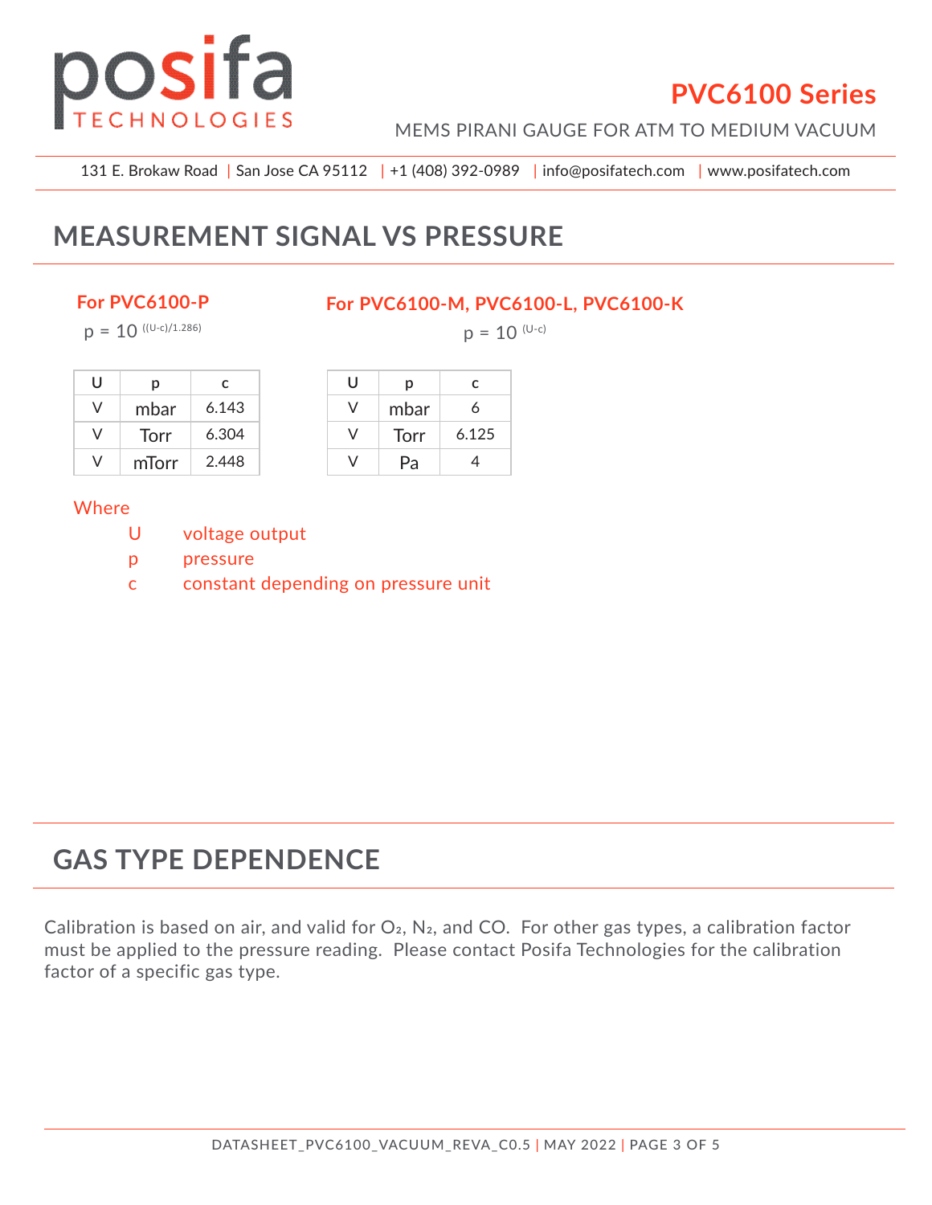## MEASUREMENT SIGNAL VS PRESSURE

### For PVC6100-P

$$p = 10^{((U-c)/1.286)}$$

| U | p | c |
|---|---|---|
| V | mbar | 6.143 |
| V | Torr | 6.304 |
| V | mTorr | 2.448 |

### For PVC6100-M, PVC6100-L, PVC6100-K

$$p = 10^{(U-c)}$$

| U | p | c |
|---|---|---|
| V | mbar | 6 |
| V | Torr | 6.125 |
| V | Pa | 4 |

Where

- U  voltage output
- p  pressure
- c  constant depending on pressure unit

## GAS TYPE DEPENDENCE

Calibration is based on air, and valid for $O_2$, $N_2$, and CO. For other gas types, a calibration factor must be applied to the pressure reading. Please contact Posifa Technologies for the calibration factor of a specific gas type.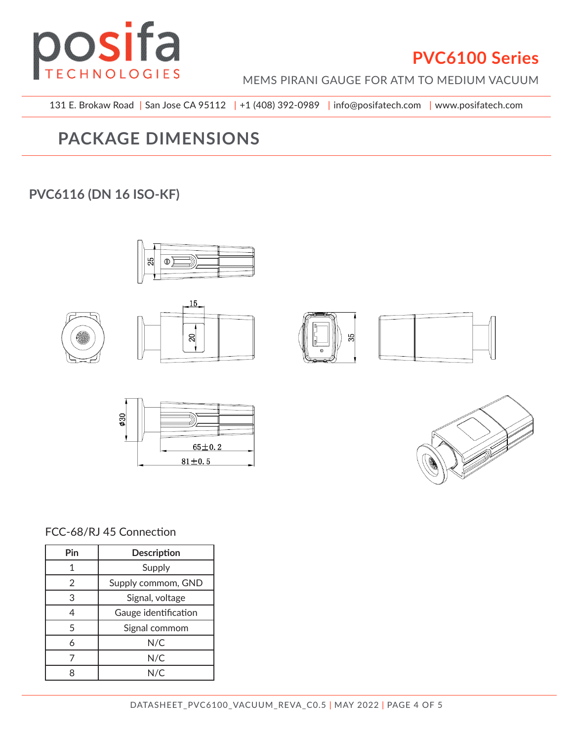## PACKAGE DIMENSIONS

### PVC6116 (DN 16 ISO-KF)

FCC-68/RJ 45 Connection

| Pin | Description |
| --- | --- |
| 1 | Supply |
| 2 | Supply commom, GND |
| 3 | Signal, voltage |
| 4 | Gauge identification |
| 5 | Signal commom |
| 6 | N/C |
| 7 | N/C |
| 8 | N/C |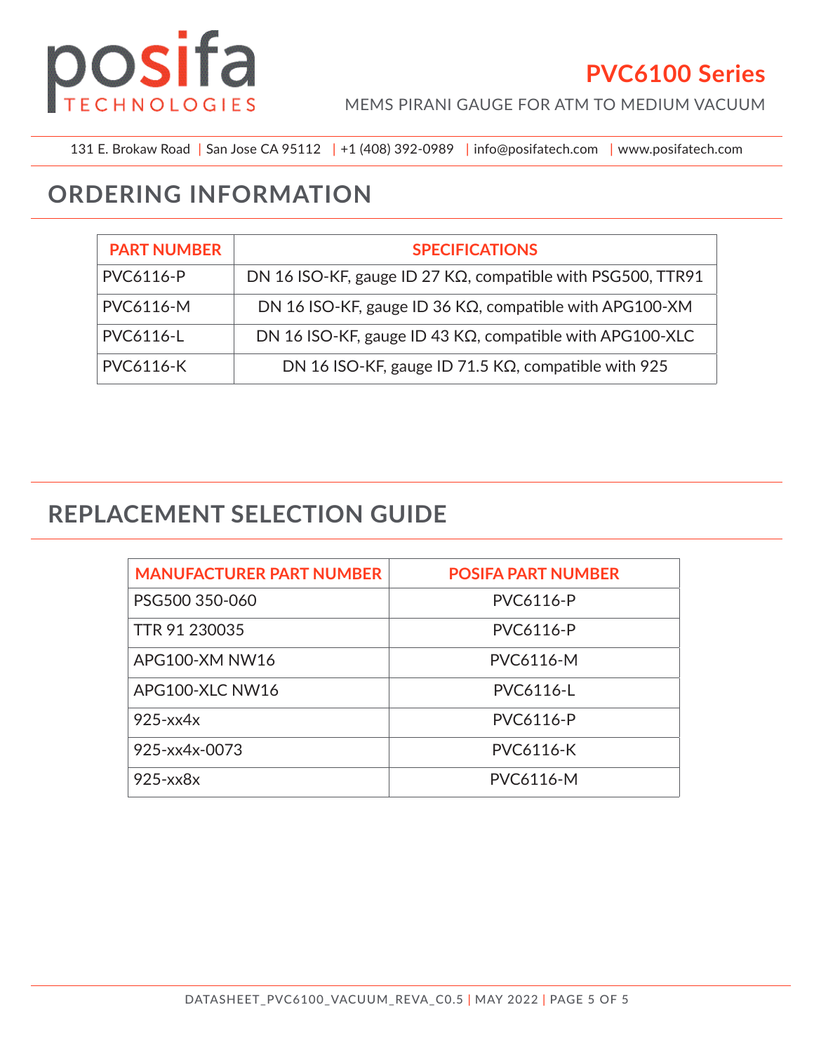## ORDERING INFORMATION

| PART NUMBER | SPECIFICATIONS |
| --- | --- |
| PVC6116-P | DN 16 ISO-KF, gauge ID 27 KΩ, compatible with PSG500, TTR91 |
| PVC6116-M | DN 16 ISO-KF, gauge ID 36 KΩ, compatible with APG100-XM |
| PVC6116-L | DN 16 ISO-KF, gauge ID 43 KΩ, compatible with APG100-XLC |
| PVC6116-K | DN 16 ISO-KF, gauge ID 71.5 KΩ, compatible with 925 |

## REPLACEMENT SELECTION GUIDE

| MANUFACTURER PART NUMBER | POSIFA PART NUMBER |
| --- | --- |
| PSG500 350-060 | PVC6116-P |
| TTR 91 230035 | PVC6116-P |
| APG100-XM NW16 | PVC6116-M |
| APG100-XLC NW16 | PVC6116-L |
| 925-xx4x | PVC6116-P |
| 925-xx4x-0073 | PVC6116-K |
| 925-xx8x | PVC6116-M |